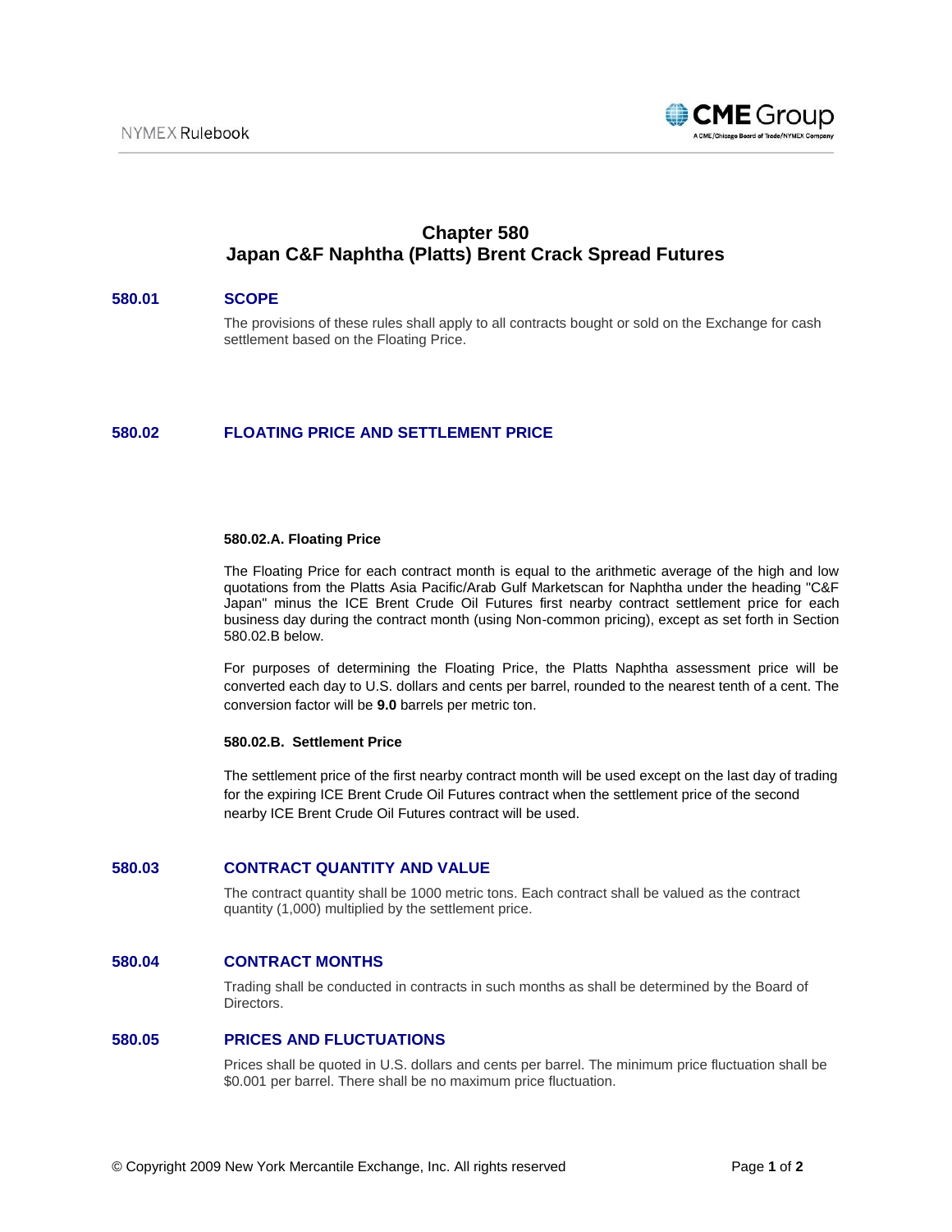# Chapter 580
# Japan C&F Naphtha (Platts) Brent Crack Spread Futures

## 580.01 SCOPE

The provisions of these rules shall apply to all contracts bought or sold on the Exchange for cash settlement based on the Floating Price.

## 580.02 FLOATING PRICE AND SETTLEMENT PRICE

### 580.02.A. Floating Price

The Floating Price for each contract month is equal to the arithmetic average of the high and low quotations from the Platts Asia Pacific/Arab Gulf Marketscan for Naphtha under the heading "C&F Japan" minus the ICE Brent Crude Oil Futures first nearby contract settlement price for each business day during the contract month (using Non-common pricing), except as set forth in Section 580.02.B below.

For purposes of determining the Floating Price, the Platts Naphtha assessment price will be converted each day to U.S. dollars and cents per barrel, rounded to the nearest tenth of a cent. The conversion factor will be **9.0** barrels per metric ton.

### 580.02.B. Settlement Price

The settlement price of the first nearby contract month will be used except on the last day of trading for the expiring ICE Brent Crude Oil Futures contract when the settlement price of the second nearby ICE Brent Crude Oil Futures contract will be used.

## 580.03 CONTRACT QUANTITY AND VALUE

The contract quantity shall be 1000 metric tons. Each contract shall be valued as the contract quantity (1,000) multiplied by the settlement price.

## 580.04 CONTRACT MONTHS

Trading shall be conducted in contracts in such months as shall be determined by the Board of Directors.

## 580.05 PRICES AND FLUCTUATIONS

Prices shall be quoted in U.S. dollars and cents per barrel. The minimum price fluctuation shall be $0.001 per barrel. There shall be no maximum price fluctuation.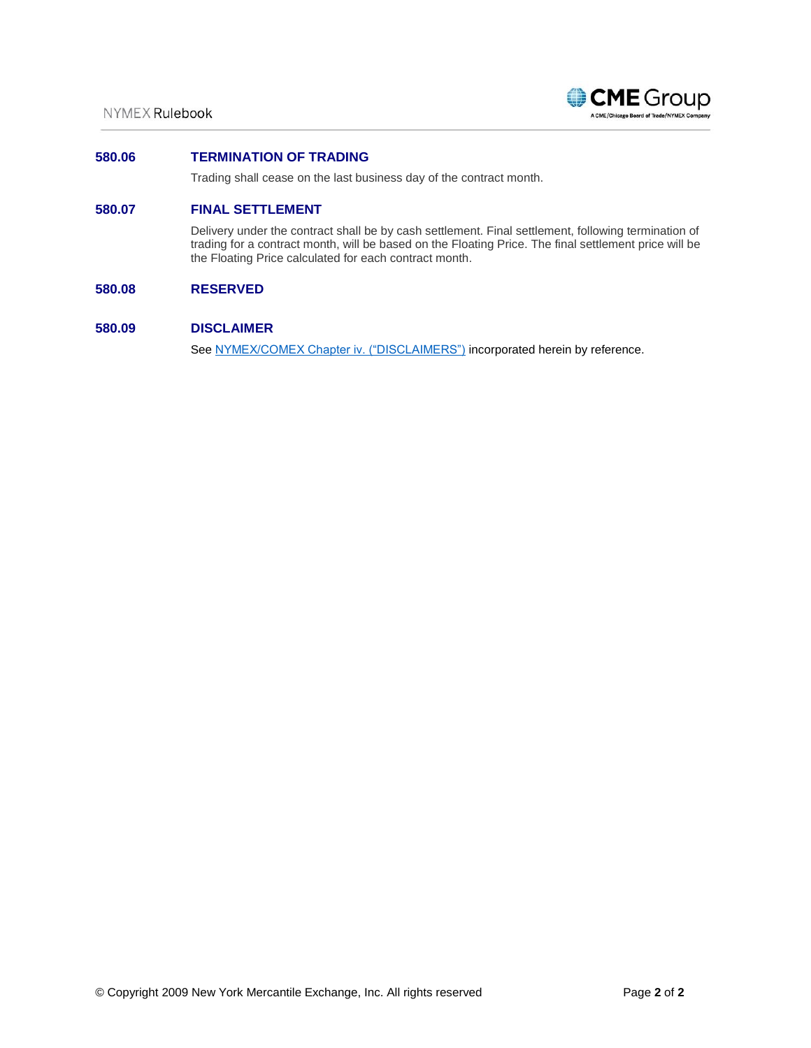## 580.06 TERMINATION OF TRADING

Trading shall cease on the last business day of the contract month.

## 580.07 FINAL SETTLEMENT

Delivery under the contract shall be by cash settlement. Final settlement, following termination of trading for a contract month, will be based on the Floating Price. The final settlement price will be the Floating Price calculated for each contract month.

## 580.08 RESERVED

## 580.09 DISCLAIMER

See NYMEX/COMEX Chapter iv. ("DISCLAIMERS") incorporated herein by reference.